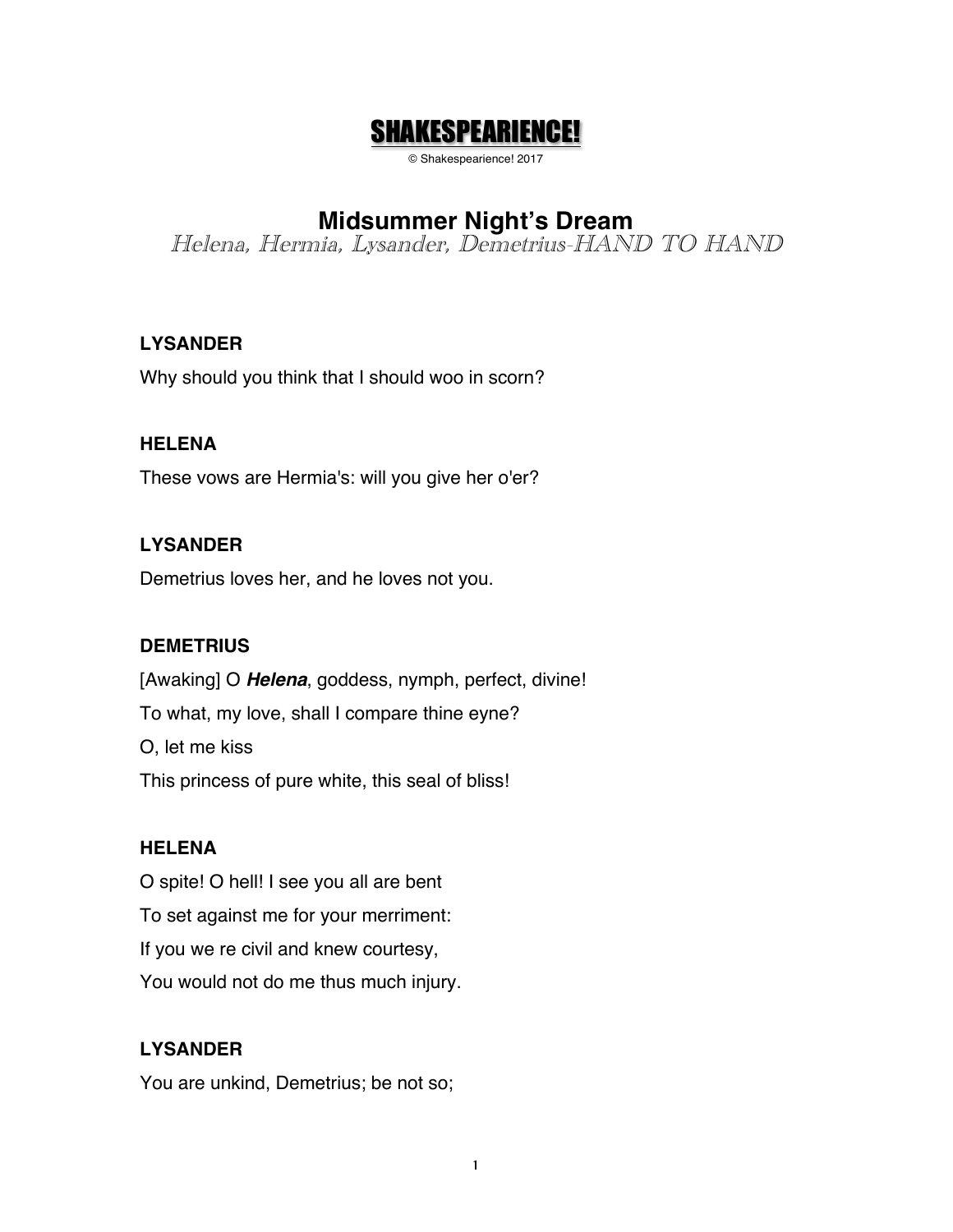# SHAKESPEARIENCE!

© Shakespearience! 2017

## Midsummer Night's Dream

*Helena, Hermia, Lysander, Demetrius-HAND TO HAND*

**LYSANDER**

Why should you think that I should woo in scorn?

**HELENA**

These vows are Hermia's: will you give her o'er?

**LYSANDER**

Demetrius loves her, and he loves not you.

**DEMETRIUS**

[Awaking] O ***Helena***, goddess, nymph, perfect, divine!

To what, my love, shall I compare thine eyne?

O, let me kiss

This princess of pure white, this seal of bliss!

**HELENA**

O spite! O hell! I see you all are bent

To set against me for your merriment:

If you we re civil and knew courtesy,

You would not do me thus much injury.

**LYSANDER**

You are unkind, Demetrius; be not so;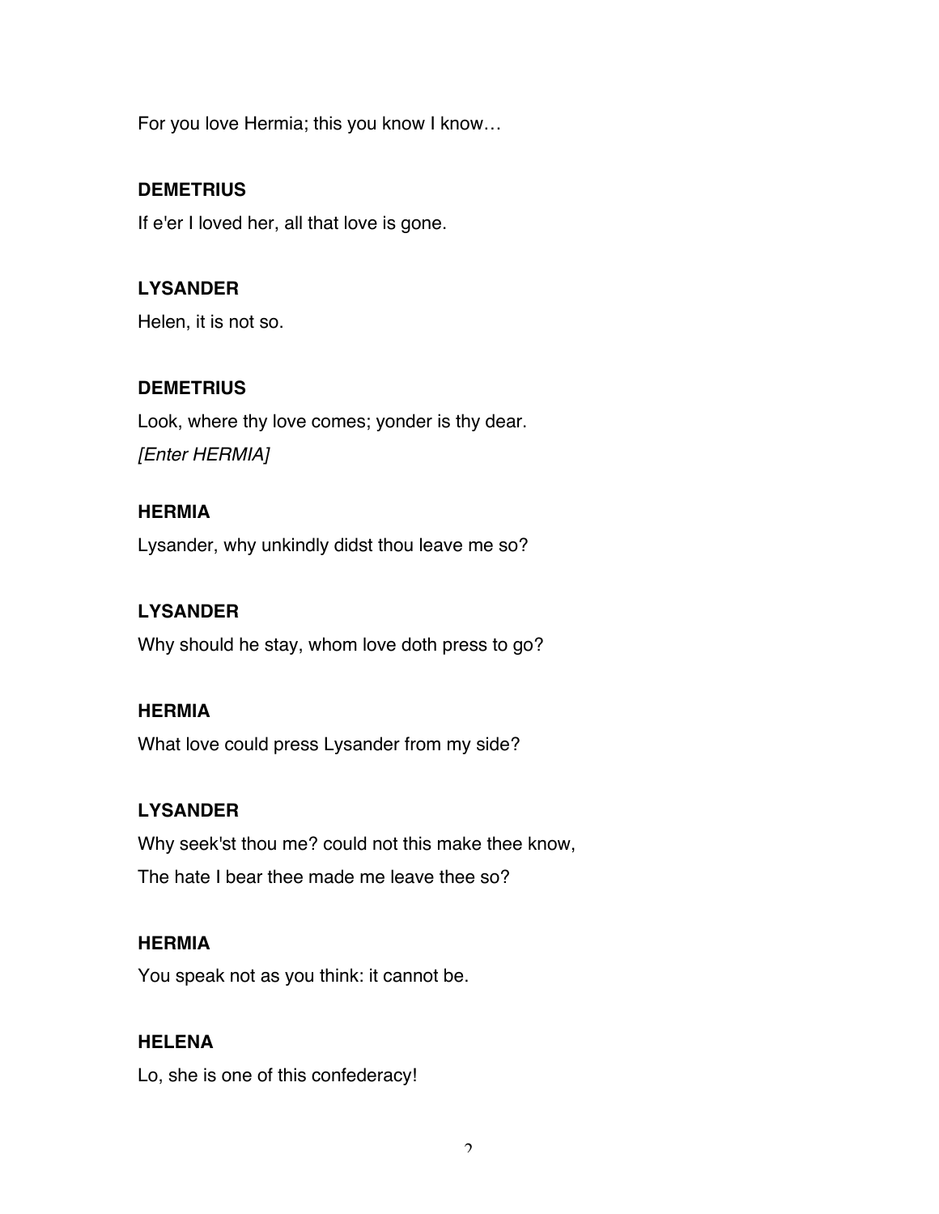For you love Hermia; this you know I know…

**DEMETRIUS**

If e'er I loved her, all that love is gone.

**LYSANDER**

Helen, it is not so.

**DEMETRIUS**

Look, where thy love comes; yonder is thy dear.

*[Enter HERMIA]*

**HERMIA**

Lysander, why unkindly didst thou leave me so?

**LYSANDER**

Why should he stay, whom love doth press to go?

**HERMIA**

What love could press Lysander from my side?

**LYSANDER**

Why seek'st thou me? could not this make thee know,

The hate I bear thee made me leave thee so?

**HERMIA**

You speak not as you think: it cannot be.

**HELENA**

Lo, she is one of this confederacy!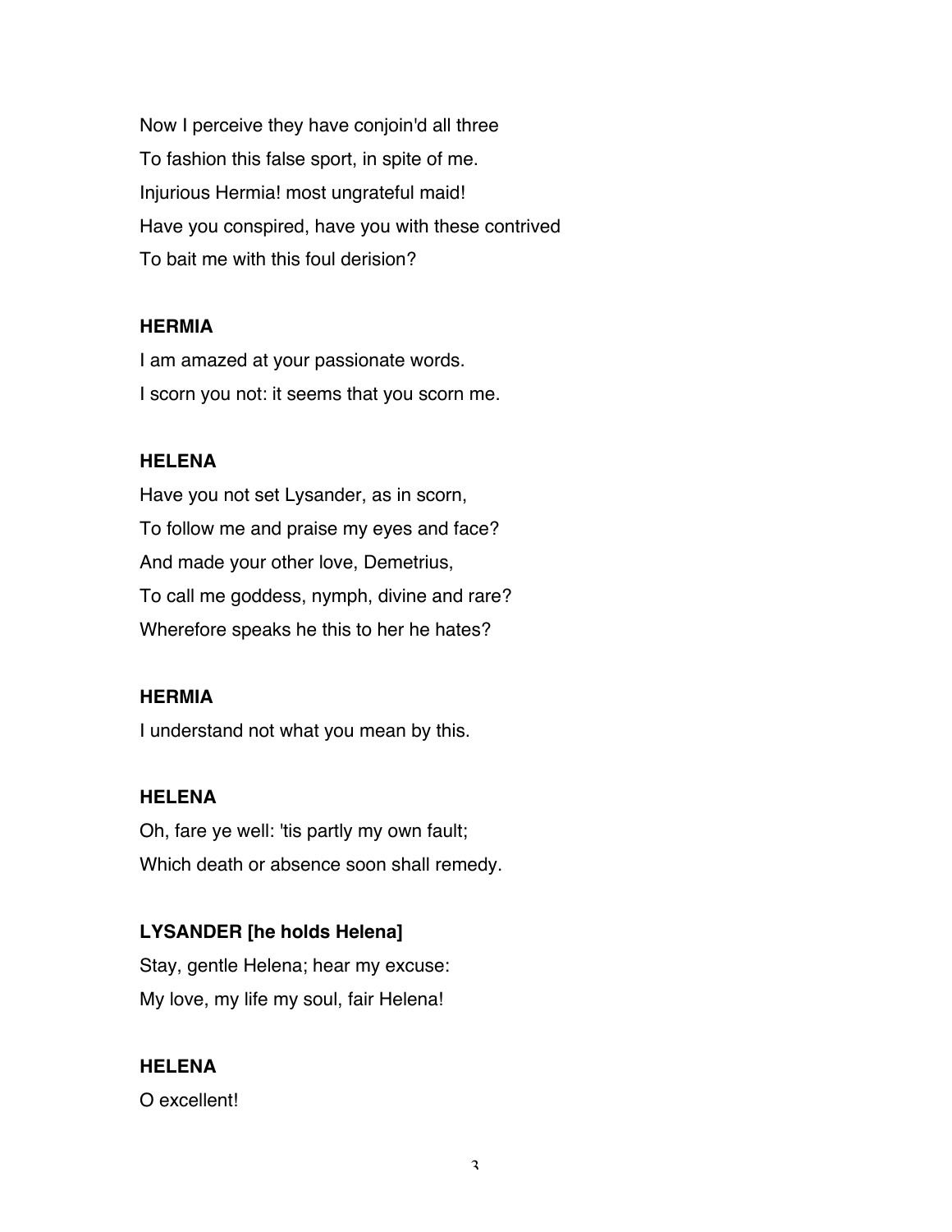Now I perceive they have conjoin'd all three

To fashion this false sport, in spite of me.

Injurious Hermia! most ungrateful maid!

Have you conspired, have you with these contrived

To bait me with this foul derision?

**HERMIA**

I am amazed at your passionate words.

I scorn you not: it seems that you scorn me.

**HELENA**

Have you not set Lysander, as in scorn,

To follow me and praise my eyes and face?

And made your other love, Demetrius,

To call me goddess, nymph, divine and rare?

Wherefore speaks he this to her he hates?

**HERMIA**

I understand not what you mean by this.

**HELENA**

Oh, fare ye well: 'tis partly my own fault;

Which death or absence soon shall remedy.

**LYSANDER [he holds Helena]**

Stay, gentle Helena; hear my excuse:

My love, my life my soul, fair Helena!

**HELENA**

O excellent!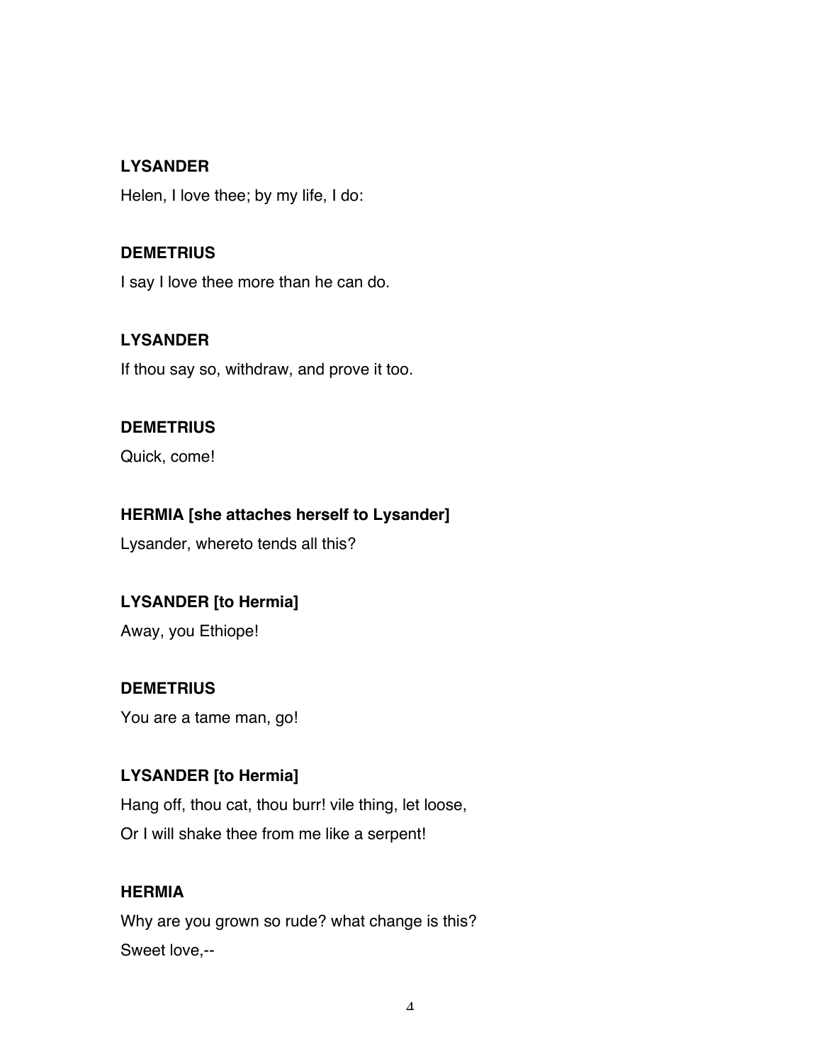**LYSANDER**

Helen, I love thee; by my life, I do:

**DEMETRIUS**

I say I love thee more than he can do.

**LYSANDER**

If thou say so, withdraw, and prove it too.

**DEMETRIUS**

Quick, come!

**HERMIA [she attaches herself to Lysander]**

Lysander, whereto tends all this?

**LYSANDER [to Hermia]**

Away, you Ethiope!

**DEMETRIUS**

You are a tame man, go!

**LYSANDER [to Hermia]**

Hang off, thou cat, thou burr! vile thing, let loose,
Or I will shake thee from me like a serpent!

**HERMIA**

Why are you grown so rude? what change is this?
Sweet love,--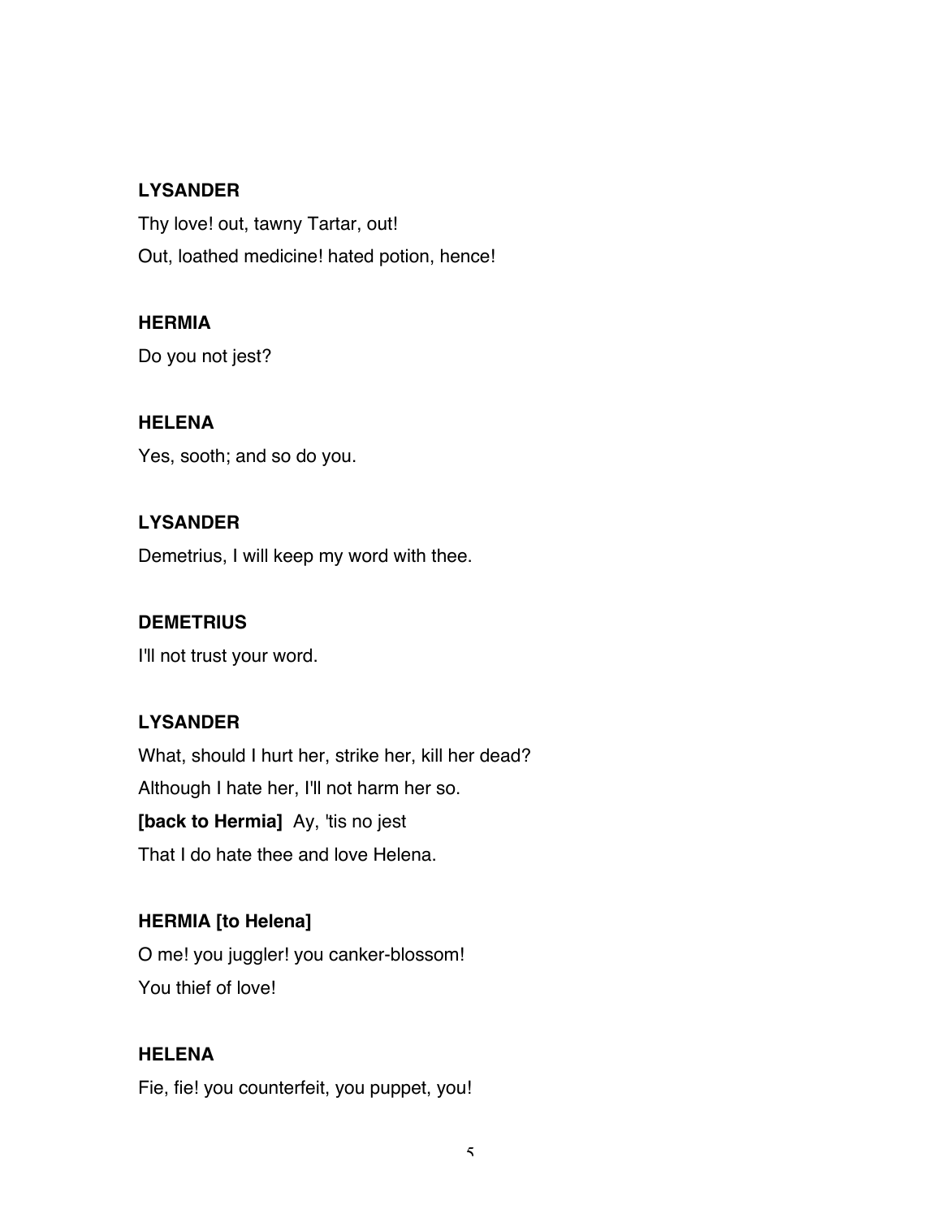**LYSANDER**

Thy love! out, tawny Tartar, out!

Out, loathed medicine! hated potion, hence!

**HERMIA**

Do you not jest?

**HELENA**

Yes, sooth; and so do you.

**LYSANDER**

Demetrius, I will keep my word with thee.

**DEMETRIUS**

I'll not trust your word.

**LYSANDER**

What, should I hurt her, strike her, kill her dead?

Although I hate her, I'll not harm her so.

**[back to Hermia]** Ay, 'tis no jest

That I do hate thee and love Helena.

**HERMIA [to Helena]**

O me! you juggler! you canker-blossom!

You thief of love!

**HELENA**

Fie, fie! you counterfeit, you puppet, you!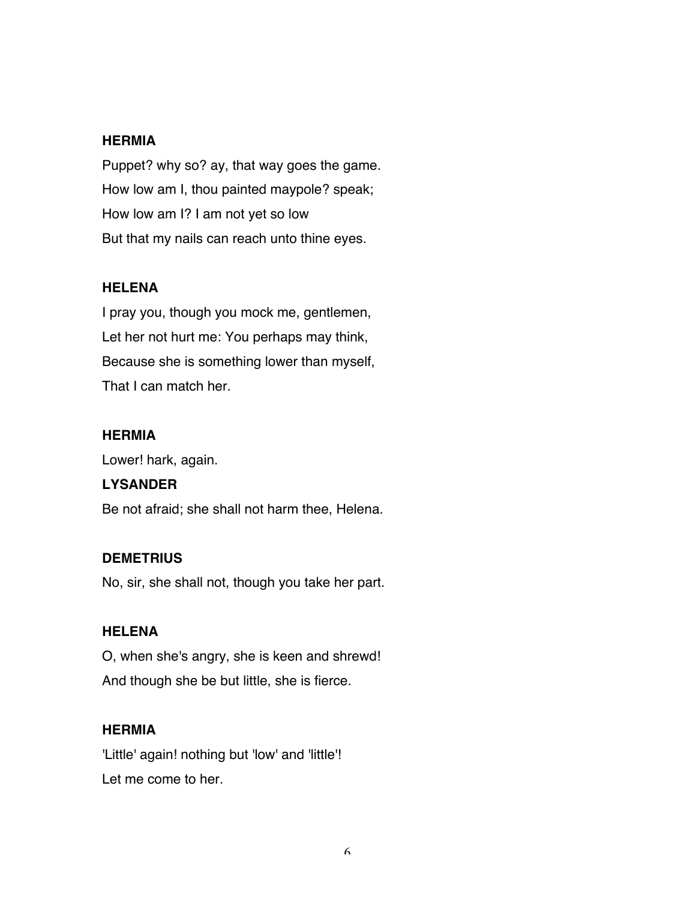**HERMIA**

Puppet? why so? ay, that way goes the game.
How low am I, thou painted maypole? speak;
How low am I? I am not yet so low
But that my nails can reach unto thine eyes.

**HELENA**

I pray you, though you mock me, gentlemen,
Let her not hurt me: You perhaps may think,
Because she is something lower than myself,
That I can match her.

**HERMIA**

Lower! hark, again.

**LYSANDER**

Be not afraid; she shall not harm thee, Helena.

**DEMETRIUS**

No, sir, she shall not, though you take her part.

**HELENA**

O, when she's angry, she is keen and shrewd!
And though she be but little, she is fierce.

**HERMIA**

'Little' again! nothing but 'low' and 'little'!
Let me come to her.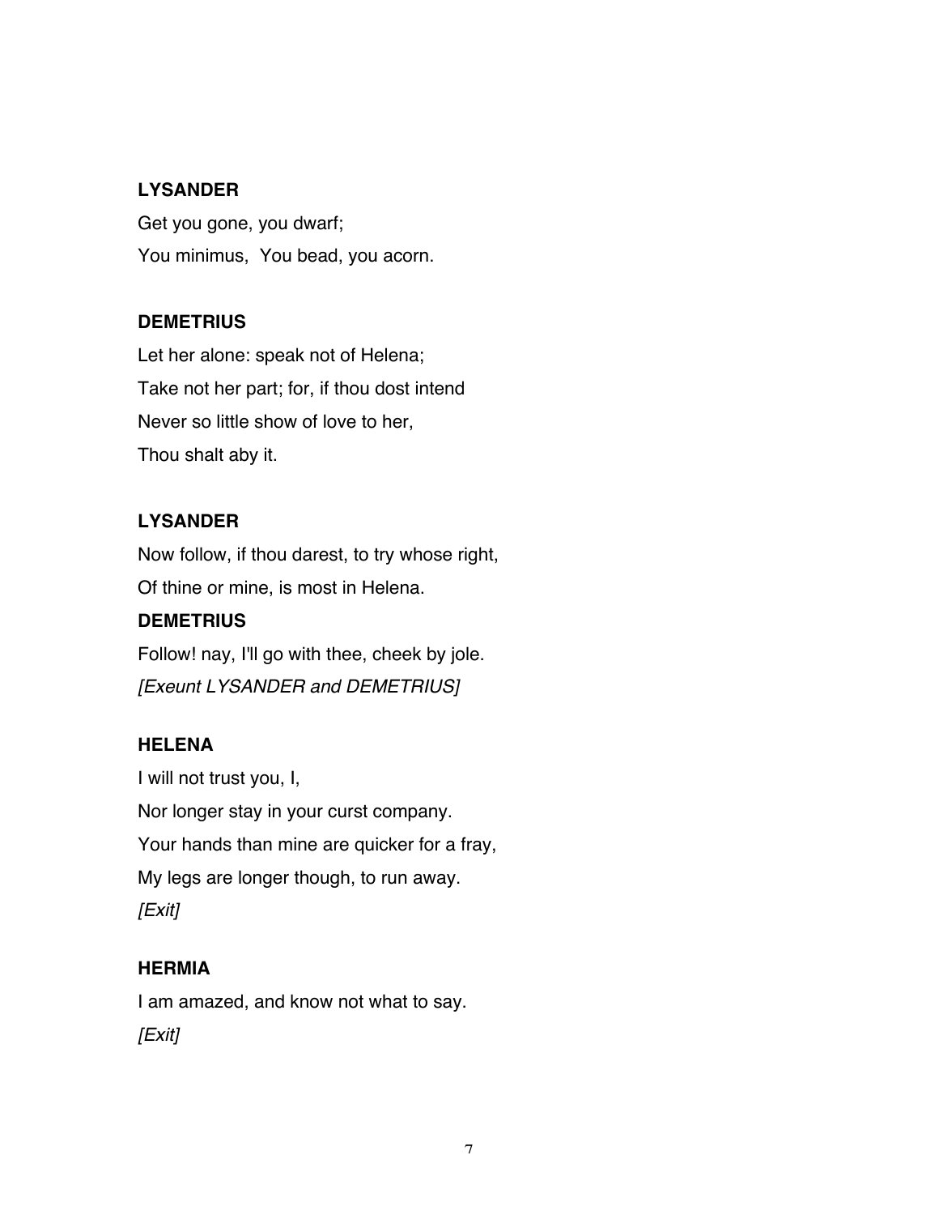**LYSANDER**

Get you gone, you dwarf;
You minimus,  You bead, you acorn.

**DEMETRIUS**

Let her alone: speak not of Helena;
Take not her part; for, if thou dost intend
Never so little show of love to her,
Thou shalt aby it.

**LYSANDER**

Now follow, if thou darest, to try whose right,
Of thine or mine, is most in Helena.

**DEMETRIUS**

Follow! nay, I'll go with thee, cheek by jole.
*[Exeunt LYSANDER and DEMETRIUS]*

**HELENA**

I will not trust you, I,
Nor longer stay in your curst company.
Your hands than mine are quicker for a fray,
My legs are longer though, to run away.
*[Exit]*

**HERMIA**

I am amazed, and know not what to say.
*[Exit]*